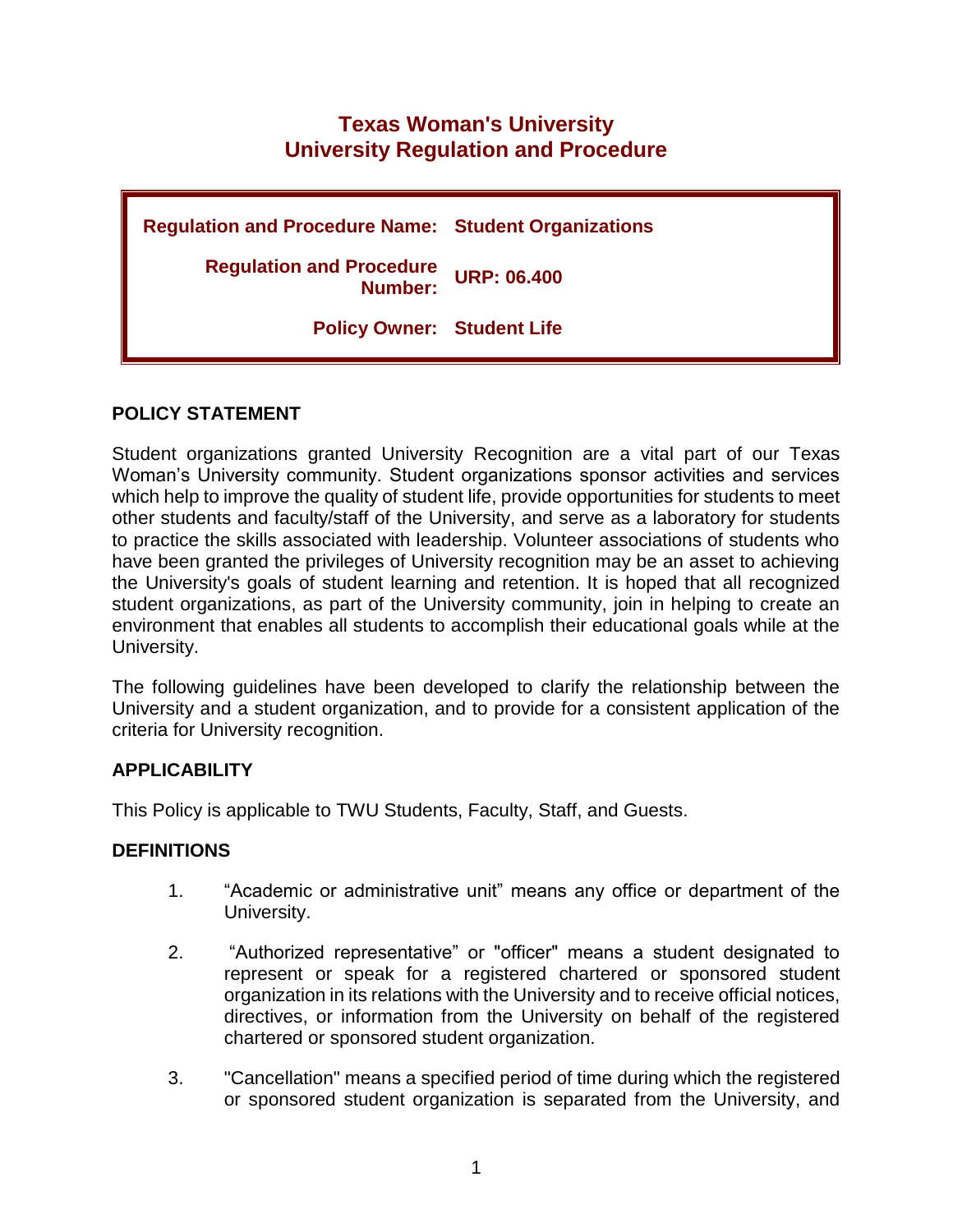# Texas Woman's University
# University Regulation and Procedure

| | |
|---|---|
| **Regulation and Procedure Name:** | **Student Organizations** |
| **Regulation and Procedure Number:** | **URP: 06.400** |
| **Policy Owner:** | **Student Life** |

## POLICY STATEMENT

Student organizations granted University Recognition are a vital part of our Texas Woman's University community. Student organizations sponsor activities and services which help to improve the quality of student life, provide opportunities for students to meet other students and faculty/staff of the University, and serve as a laboratory for students to practice the skills associated with leadership. Volunteer associations of students who have been granted the privileges of University recognition may be an asset to achieving the University's goals of student learning and retention. It is hoped that all recognized student organizations, as part of the University community, join in helping to create an environment that enables all students to accomplish their educational goals while at the University.

The following guidelines have been developed to clarify the relationship between the University and a student organization, and to provide for a consistent application of the criteria for University recognition.

## APPLICABILITY

This Policy is applicable to TWU Students, Faculty, Staff, and Guests.

## DEFINITIONS

1. "Academic or administrative unit" means any office or department of the University.

2. "Authorized representative" or "officer" means a student designated to represent or speak for a registered chartered or sponsored student organization in its relations with the University and to receive official notices, directives, or information from the University on behalf of the registered chartered or sponsored student organization.

3. "Cancellation" means a specified period of time during which the registered or sponsored student organization is separated from the University, and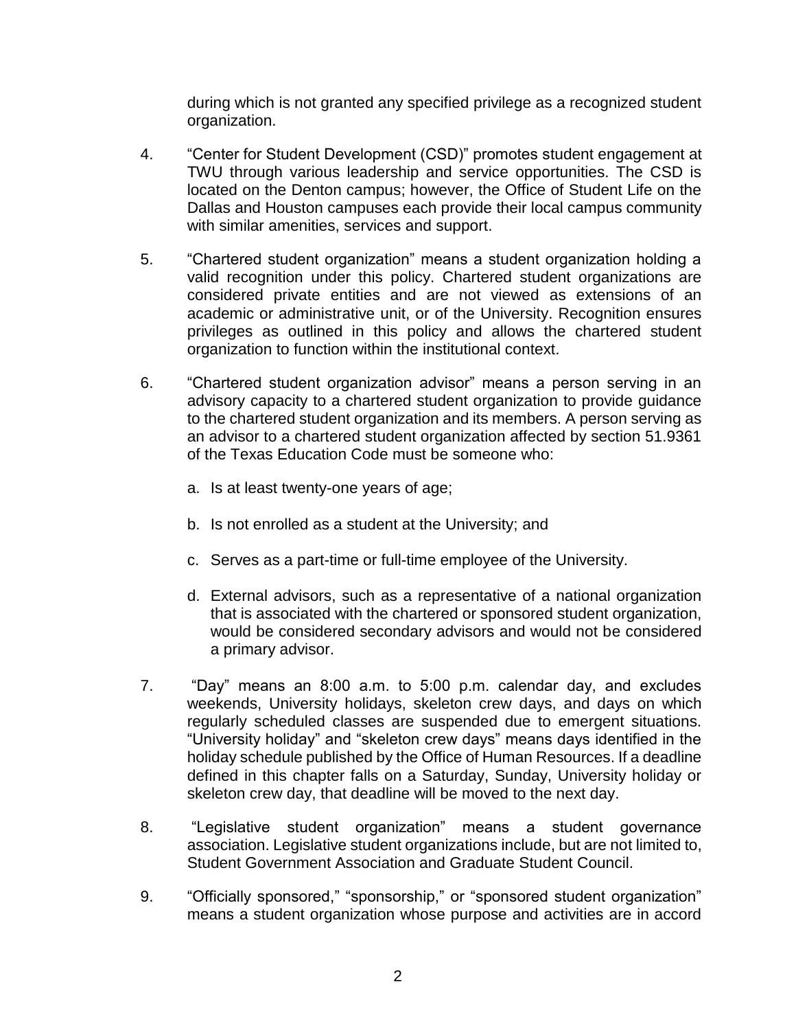during which is not granted any specified privilege as a recognized student organization.

4. "Center for Student Development (CSD)" promotes student engagement at TWU through various leadership and service opportunities. The CSD is located on the Denton campus; however, the Office of Student Life on the Dallas and Houston campuses each provide their local campus community with similar amenities, services and support.

5. "Chartered student organization" means a student organization holding a valid recognition under this policy. Chartered student organizations are considered private entities and are not viewed as extensions of an academic or administrative unit, or of the University. Recognition ensures privileges as outlined in this policy and allows the chartered student organization to function within the institutional context.

6. "Chartered student organization advisor" means a person serving in an advisory capacity to a chartered student organization to provide guidance to the chartered student organization and its members. A person serving as an advisor to a chartered student organization affected by section 51.9361 of the Texas Education Code must be someone who:

   a. Is at least twenty-one years of age;

   b. Is not enrolled as a student at the University; and

   c. Serves as a part-time or full-time employee of the University.

   d. External advisors, such as a representative of a national organization that is associated with the chartered or sponsored student organization, would be considered secondary advisors and would not be considered a primary advisor.

7. "Day" means an 8:00 a.m. to 5:00 p.m. calendar day, and excludes weekends, University holidays, skeleton crew days, and days on which regularly scheduled classes are suspended due to emergent situations. "University holiday" and "skeleton crew days" means days identified in the holiday schedule published by the Office of Human Resources. If a deadline defined in this chapter falls on a Saturday, Sunday, University holiday or skeleton crew day, that deadline will be moved to the next day.

8. "Legislative student organization" means a student governance association. Legislative student organizations include, but are not limited to, Student Government Association and Graduate Student Council.

9. "Officially sponsored," "sponsorship," or "sponsored student organization" means a student organization whose purpose and activities are in accord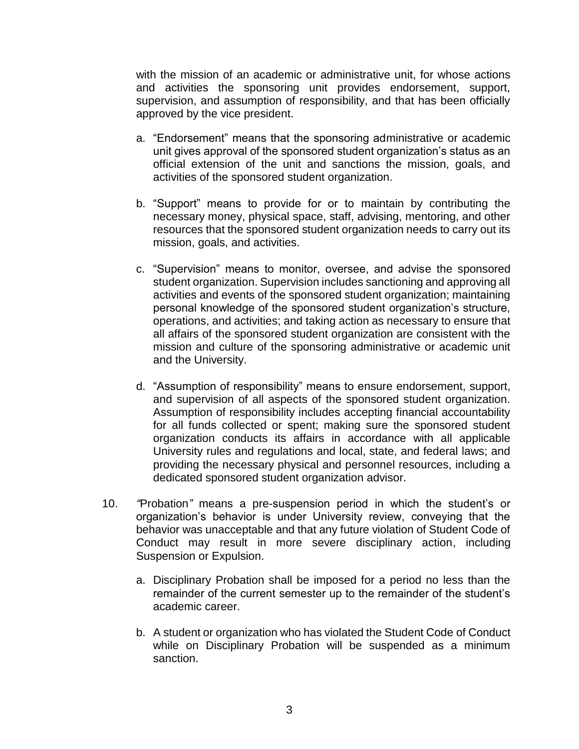with the mission of an academic or administrative unit, for whose actions and activities the sponsoring unit provides endorsement, support, supervision, and assumption of responsibility, and that has been officially approved by the vice president.

a. "Endorsement" means that the sponsoring administrative or academic unit gives approval of the sponsored student organization's status as an official extension of the unit and sanctions the mission, goals, and activities of the sponsored student organization.

b. "Support" means to provide for or to maintain by contributing the necessary money, physical space, staff, advising, mentoring, and other resources that the sponsored student organization needs to carry out its mission, goals, and activities.

c. "Supervision" means to monitor, oversee, and advise the sponsored student organization. Supervision includes sanctioning and approving all activities and events of the sponsored student organization; maintaining personal knowledge of the sponsored student organization's structure, operations, and activities; and taking action as necessary to ensure that all affairs of the sponsored student organization are consistent with the mission and culture of the sponsoring administrative or academic unit and the University.

d. "Assumption of responsibility" means to ensure endorsement, support, and supervision of all aspects of the sponsored student organization. Assumption of responsibility includes accepting financial accountability for all funds collected or spent; making sure the sponsored student organization conducts its affairs in accordance with all applicable University rules and regulations and local, state, and federal laws; and providing the necessary physical and personnel resources, including a dedicated sponsored student organization advisor.

10. "Probation" means a pre-suspension period in which the student's or organization's behavior is under University review, conveying that the behavior was unacceptable and that any future violation of Student Code of Conduct may result in more severe disciplinary action, including Suspension or Expulsion.

    a. Disciplinary Probation shall be imposed for a period no less than the remainder of the current semester up to the remainder of the student's academic career.

    b. A student or organization who has violated the Student Code of Conduct while on Disciplinary Probation will be suspended as a minimum sanction.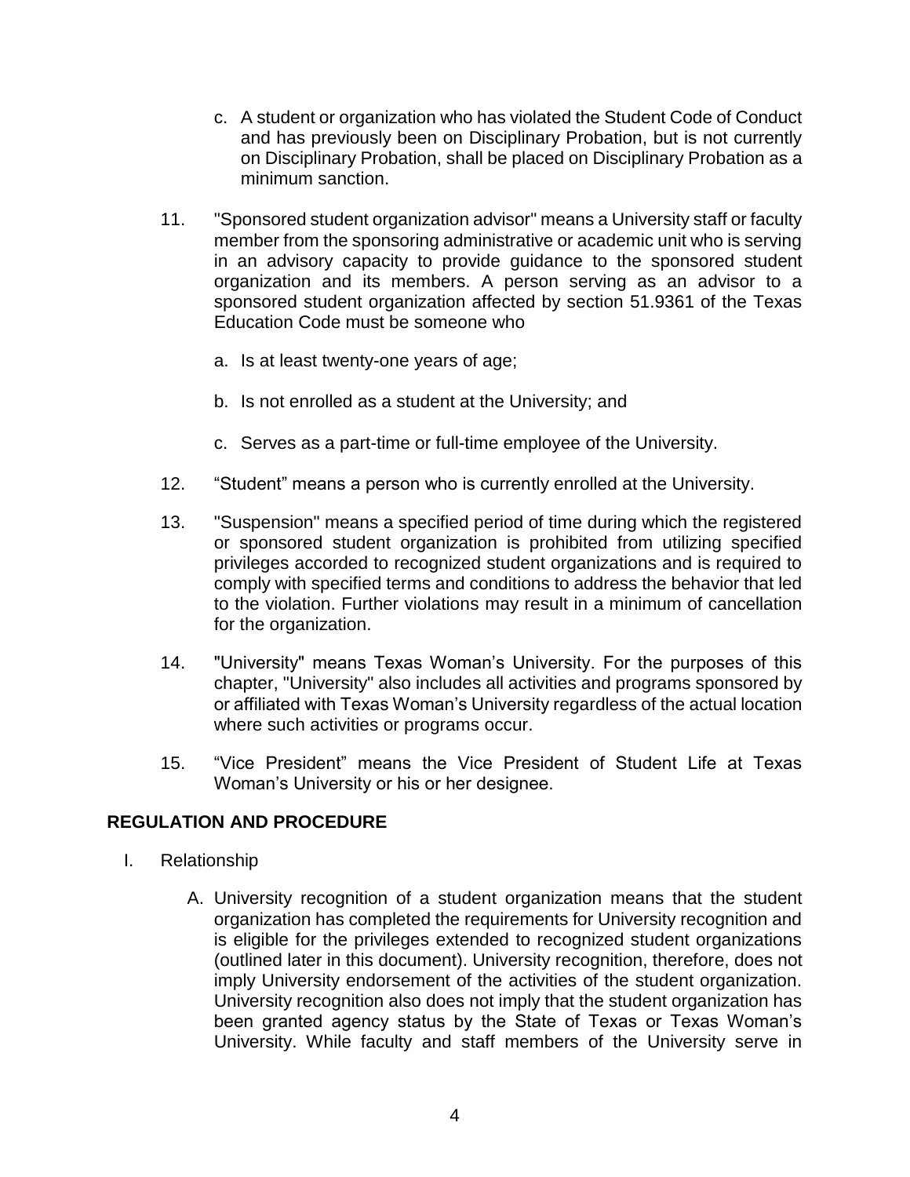c. A student or organization who has violated the Student Code of Conduct and has previously been on Disciplinary Probation, but is not currently on Disciplinary Probation, shall be placed on Disciplinary Probation as a minimum sanction.

11. "Sponsored student organization advisor" means a University staff or faculty member from the sponsoring administrative or academic unit who is serving in an advisory capacity to provide guidance to the sponsored student organization and its members. A person serving as an advisor to a sponsored student organization affected by section 51.9361 of the Texas Education Code must be someone who

    a. Is at least twenty-one years of age;

    b. Is not enrolled as a student at the University; and

    c. Serves as a part-time or full-time employee of the University.

12. "Student" means a person who is currently enrolled at the University.

13. "Suspension" means a specified period of time during which the registered or sponsored student organization is prohibited from utilizing specified privileges accorded to recognized student organizations and is required to comply with specified terms and conditions to address the behavior that led to the violation. Further violations may result in a minimum of cancellation for the organization.

14. "University" means Texas Woman's University. For the purposes of this chapter, "University" also includes all activities and programs sponsored by or affiliated with Texas Woman's University regardless of the actual location where such activities or programs occur.

15. "Vice President" means the Vice President of Student Life at Texas Woman's University or his or her designee.

## REGULATION AND PROCEDURE

I. Relationship

   A. University recognition of a student organization means that the student organization has completed the requirements for University recognition and is eligible for the privileges extended to recognized student organizations (outlined later in this document). University recognition, therefore, does not imply University endorsement of the activities of the student organization. University recognition also does not imply that the student organization has been granted agency status by the State of Texas or Texas Woman's University. While faculty and staff members of the University serve in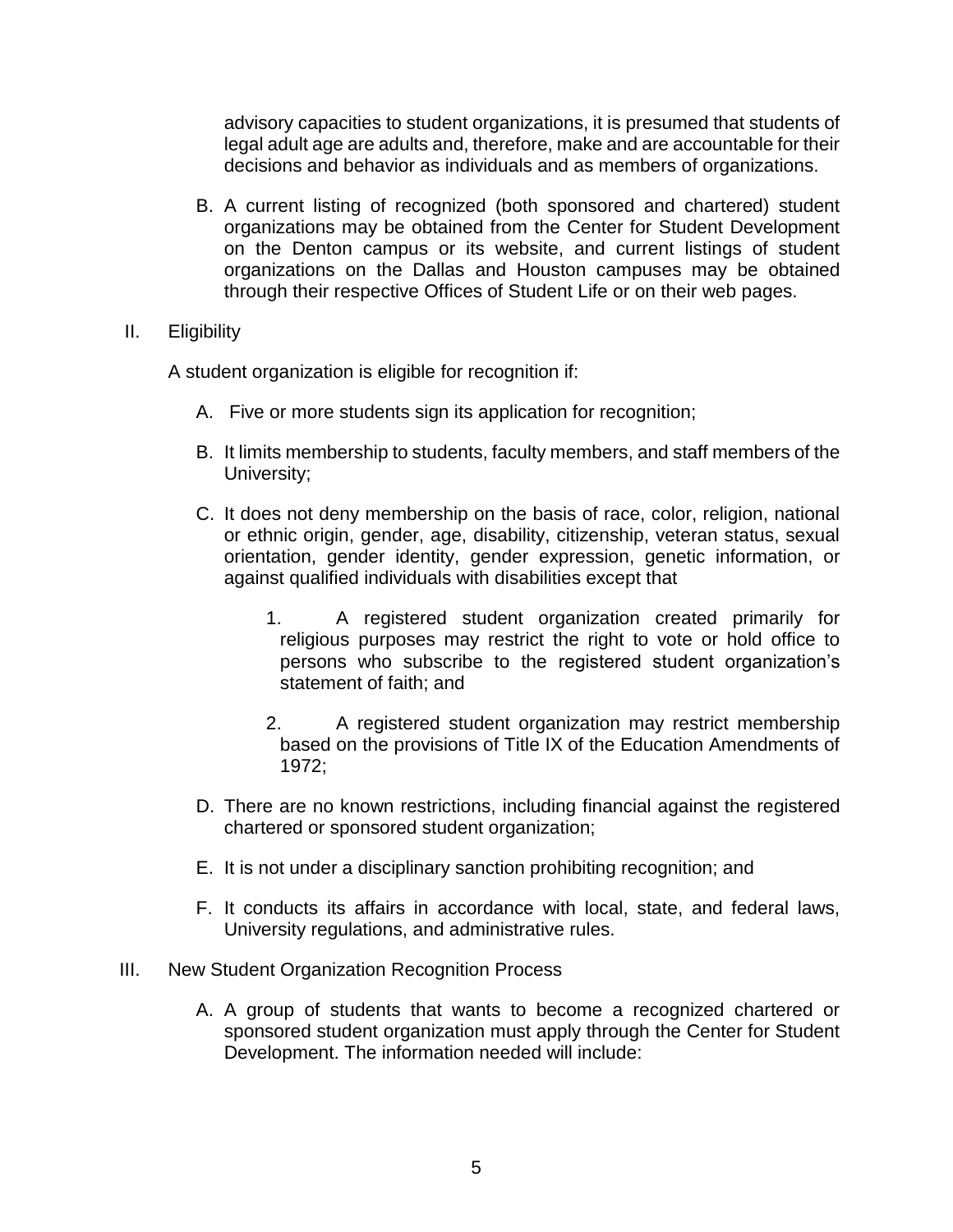advisory capacities to student organizations, it is presumed that students of legal adult age are adults and, therefore, make and are accountable for their decisions and behavior as individuals and as members of organizations.

B. A current listing of recognized (both sponsored and chartered) student organizations may be obtained from the Center for Student Development on the Denton campus or its website, and current listings of student organizations on the Dallas and Houston campuses may be obtained through their respective Offices of Student Life or on their web pages.

II. Eligibility

A student organization is eligible for recognition if:

A. Five or more students sign its application for recognition;

B. It limits membership to students, faculty members, and staff members of the University;

C. It does not deny membership on the basis of race, color, religion, national or ethnic origin, gender, age, disability, citizenship, veteran status, sexual orientation, gender identity, gender expression, genetic information, or against qualified individuals with disabilities except that

1. A registered student organization created primarily for religious purposes may restrict the right to vote or hold office to persons who subscribe to the registered student organization's statement of faith; and

2. A registered student organization may restrict membership based on the provisions of Title IX of the Education Amendments of 1972;

D. There are no known restrictions, including financial against the registered chartered or sponsored student organization;

E. It is not under a disciplinary sanction prohibiting recognition; and

F. It conducts its affairs in accordance with local, state, and federal laws, University regulations, and administrative rules.

III. New Student Organization Recognition Process

A. A group of students that wants to become a recognized chartered or sponsored student organization must apply through the Center for Student Development. The information needed will include: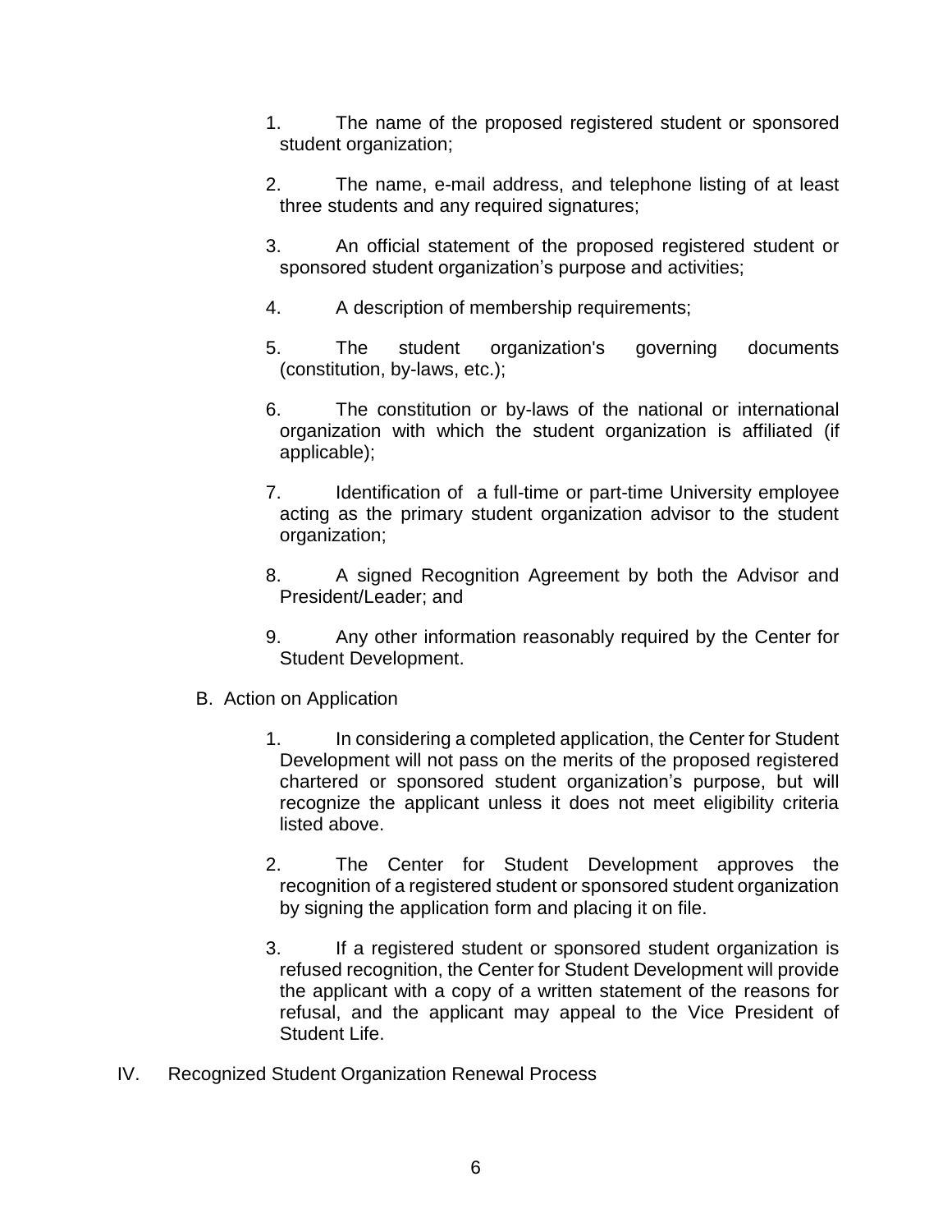1. The name of the proposed registered student or sponsored student organization;

2. The name, e-mail address, and telephone listing of at least three students and any required signatures;

3. An official statement of the proposed registered student or sponsored student organization's purpose and activities;

4. A description of membership requirements;

5. The student organization's governing documents (constitution, by-laws, etc.);

6. The constitution or by-laws of the national or international organization with which the student organization is affiliated (if applicable);

7. Identification of a full-time or part-time University employee acting as the primary student organization advisor to the student organization;

8. A signed Recognition Agreement by both the Advisor and President/Leader; and

9. Any other information reasonably required by the Center for Student Development.

B. Action on Application

1. In considering a completed application, the Center for Student Development will not pass on the merits of the proposed registered chartered or sponsored student organization's purpose, but will recognize the applicant unless it does not meet eligibility criteria listed above.

2. The Center for Student Development approves the recognition of a registered student or sponsored student organization by signing the application form and placing it on file.

3. If a registered student or sponsored student organization is refused recognition, the Center for Student Development will provide the applicant with a copy of a written statement of the reasons for refusal, and the applicant may appeal to the Vice President of Student Life.

IV. Recognized Student Organization Renewal Process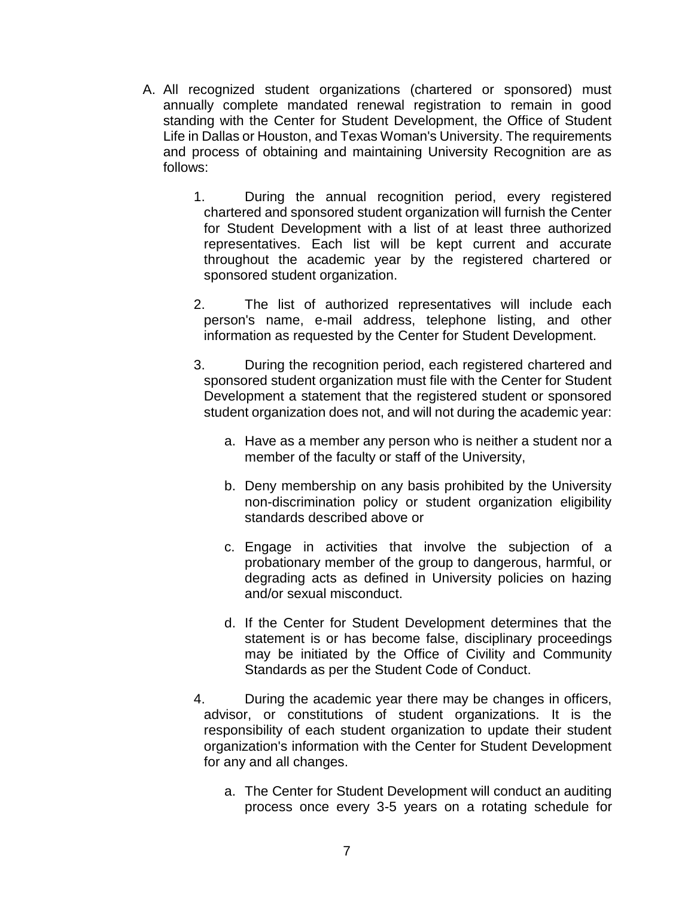A. All recognized student organizations (chartered or sponsored) must annually complete mandated renewal registration to remain in good standing with the Center for Student Development, the Office of Student Life in Dallas or Houston, and Texas Woman's University. The requirements and process of obtaining and maintaining University Recognition are as follows:

    1. During the annual recognition period, every registered chartered and sponsored student organization will furnish the Center for Student Development with a list of at least three authorized representatives. Each list will be kept current and accurate throughout the academic year by the registered chartered or sponsored student organization.

    2. The list of authorized representatives will include each person's name, e-mail address, telephone listing, and other information as requested by the Center for Student Development.

    3. During the recognition period, each registered chartered and sponsored student organization must file with the Center for Student Development a statement that the registered student or sponsored student organization does not, and will not during the academic year:

        a. Have as a member any person who is neither a student nor a member of the faculty or staff of the University,

        b. Deny membership on any basis prohibited by the University non-discrimination policy or student organization eligibility standards described above or

        c. Engage in activities that involve the subjection of a probationary member of the group to dangerous, harmful, or degrading acts as defined in University policies on hazing and/or sexual misconduct.

        d. If the Center for Student Development determines that the statement is or has become false, disciplinary proceedings may be initiated by the Office of Civility and Community Standards as per the Student Code of Conduct.

    4. During the academic year there may be changes in officers, advisor, or constitutions of student organizations. It is the responsibility of each student organization to update their student organization's information with the Center for Student Development for any and all changes.

        a. The Center for Student Development will conduct an auditing process once every 3-5 years on a rotating schedule for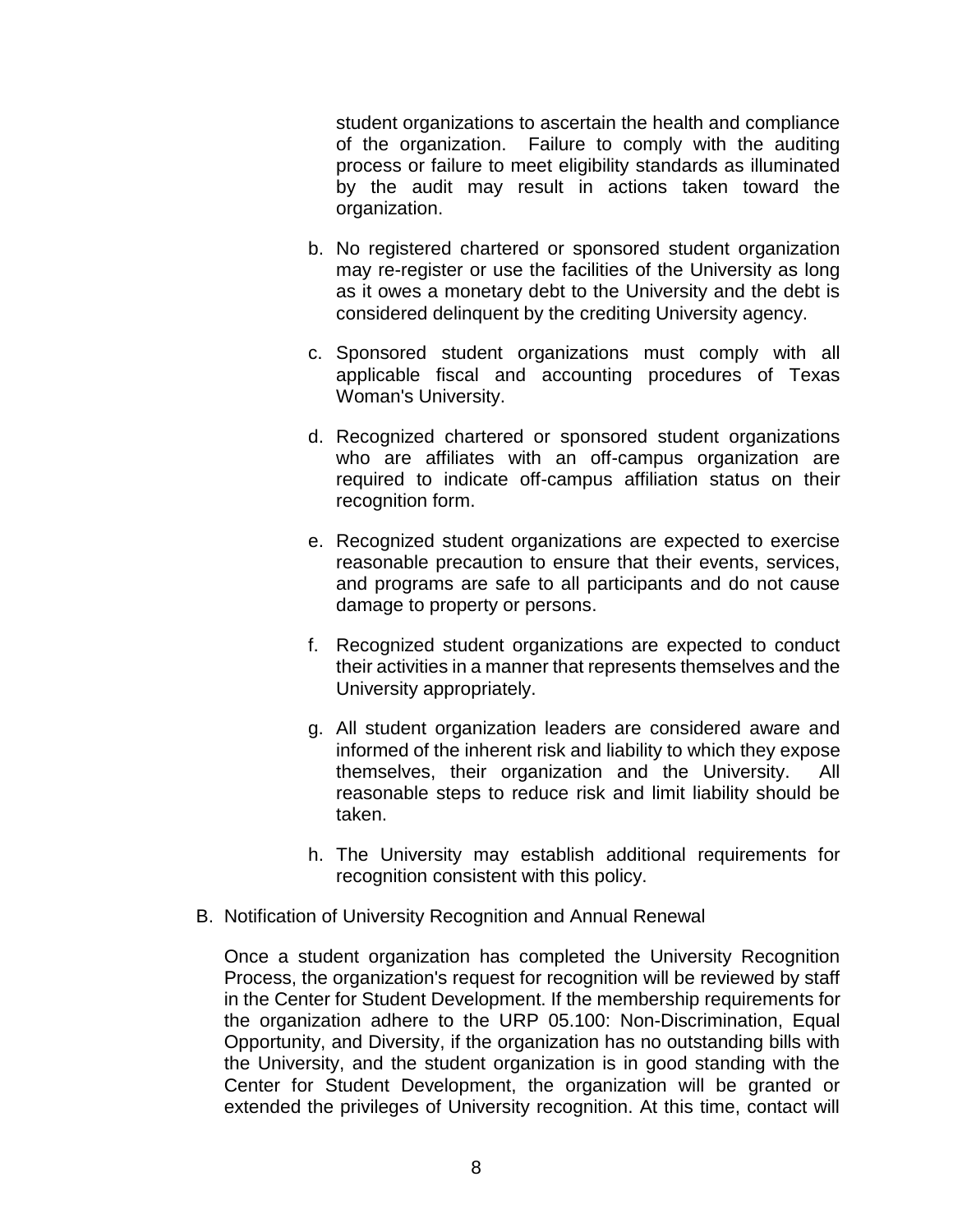student organizations to ascertain the health and compliance of the organization. Failure to comply with the auditing process or failure to meet eligibility standards as illuminated by the audit may result in actions taken toward the organization.

b. No registered chartered or sponsored student organization may re-register or use the facilities of the University as long as it owes a monetary debt to the University and the debt is considered delinquent by the crediting University agency.

c. Sponsored student organizations must comply with all applicable fiscal and accounting procedures of Texas Woman's University.

d. Recognized chartered or sponsored student organizations who are affiliates with an off-campus organization are required to indicate off-campus affiliation status on their recognition form.

e. Recognized student organizations are expected to exercise reasonable precaution to ensure that their events, services, and programs are safe to all participants and do not cause damage to property or persons.

f. Recognized student organizations are expected to conduct their activities in a manner that represents themselves and the University appropriately.

g. All student organization leaders are considered aware and informed of the inherent risk and liability to which they expose themselves, their organization and the University. All reasonable steps to reduce risk and limit liability should be taken.

h. The University may establish additional requirements for recognition consistent with this policy.

B. Notification of University Recognition and Annual Renewal

Once a student organization has completed the University Recognition Process, the organization's request for recognition will be reviewed by staff in the Center for Student Development. If the membership requirements for the organization adhere to the URP 05.100: Non-Discrimination, Equal Opportunity, and Diversity, if the organization has no outstanding bills with the University, and the student organization is in good standing with the Center for Student Development, the organization will be granted or extended the privileges of University recognition. At this time, contact will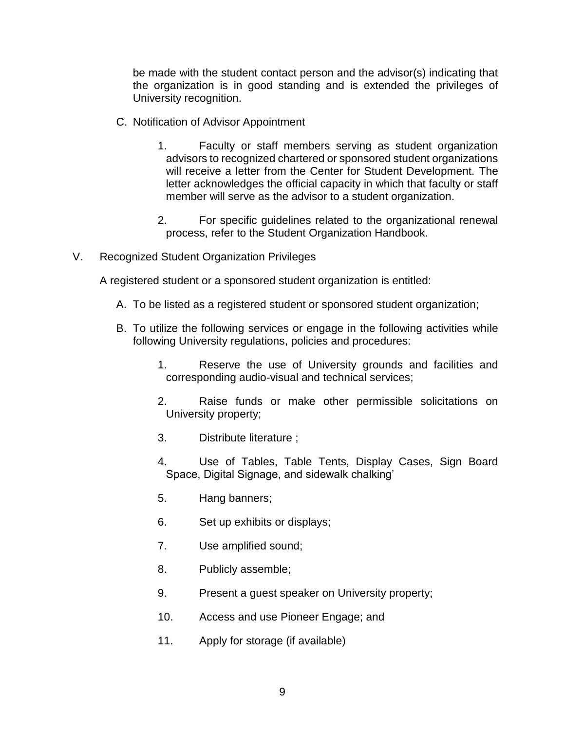be made with the student contact person and the advisor(s) indicating that the organization is in good standing and is extended the privileges of University recognition.

C. Notification of Advisor Appointment

1. Faculty or staff members serving as student organization advisors to recognized chartered or sponsored student organizations will receive a letter from the Center for Student Development. The letter acknowledges the official capacity in which that faculty or staff member will serve as the advisor to a student organization.

2. For specific guidelines related to the organizational renewal process, refer to the Student Organization Handbook.

V. Recognized Student Organization Privileges

A registered student or a sponsored student organization is entitled:

A. To be listed as a registered student or sponsored student organization;

B. To utilize the following services or engage in the following activities while following University regulations, policies and procedures:

1. Reserve the use of University grounds and facilities and corresponding audio-visual and technical services;

2. Raise funds or make other permissible solicitations on University property;

3. Distribute literature ;

4. Use of Tables, Table Tents, Display Cases, Sign Board Space, Digital Signage, and sidewalk chalking'

5. Hang banners;

6. Set up exhibits or displays;

7. Use amplified sound;

8. Publicly assemble;

9. Present a guest speaker on University property;

10. Access and use Pioneer Engage; and

11. Apply for storage (if available)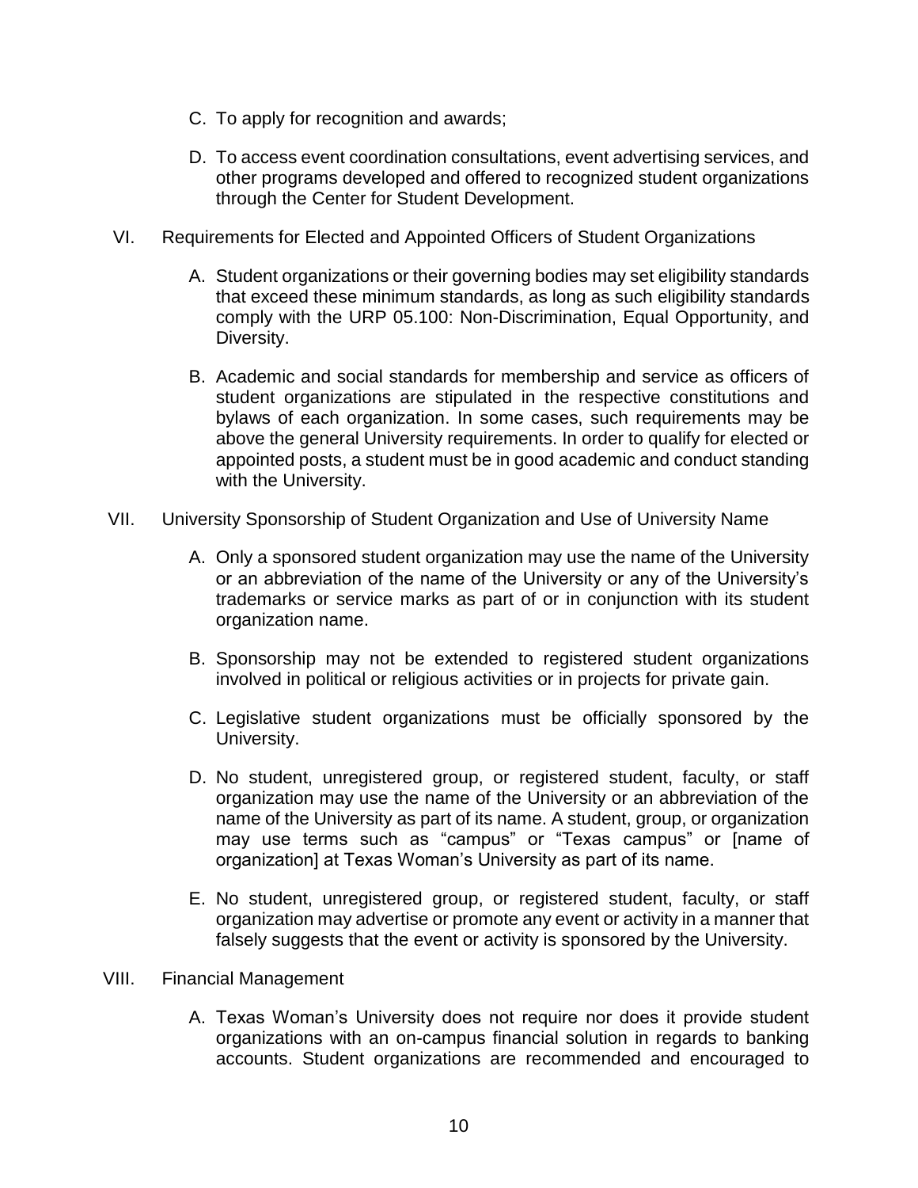C. To apply for recognition and awards;

D. To access event coordination consultations, event advertising services, and other programs developed and offered to recognized student organizations through the Center for Student Development.

VI. Requirements for Elected and Appointed Officers of Student Organizations

A. Student organizations or their governing bodies may set eligibility standards that exceed these minimum standards, as long as such eligibility standards comply with the URP 05.100: Non-Discrimination, Equal Opportunity, and Diversity.

B. Academic and social standards for membership and service as officers of student organizations are stipulated in the respective constitutions and bylaws of each organization. In some cases, such requirements may be above the general University requirements. In order to qualify for elected or appointed posts, a student must be in good academic and conduct standing with the University.

VII. University Sponsorship of Student Organization and Use of University Name

A. Only a sponsored student organization may use the name of the University or an abbreviation of the name of the University or any of the University's trademarks or service marks as part of or in conjunction with its student organization name.

B. Sponsorship may not be extended to registered student organizations involved in political or religious activities or in projects for private gain.

C. Legislative student organizations must be officially sponsored by the University.

D. No student, unregistered group, or registered student, faculty, or staff organization may use the name of the University or an abbreviation of the name of the University as part of its name. A student, group, or organization may use terms such as "campus" or "Texas campus" or [name of organization] at Texas Woman's University as part of its name.

E. No student, unregistered group, or registered student, faculty, or staff organization may advertise or promote any event or activity in a manner that falsely suggests that the event or activity is sponsored by the University.

VIII. Financial Management

A. Texas Woman's University does not require nor does it provide student organizations with an on-campus financial solution in regards to banking accounts. Student organizations are recommended and encouraged to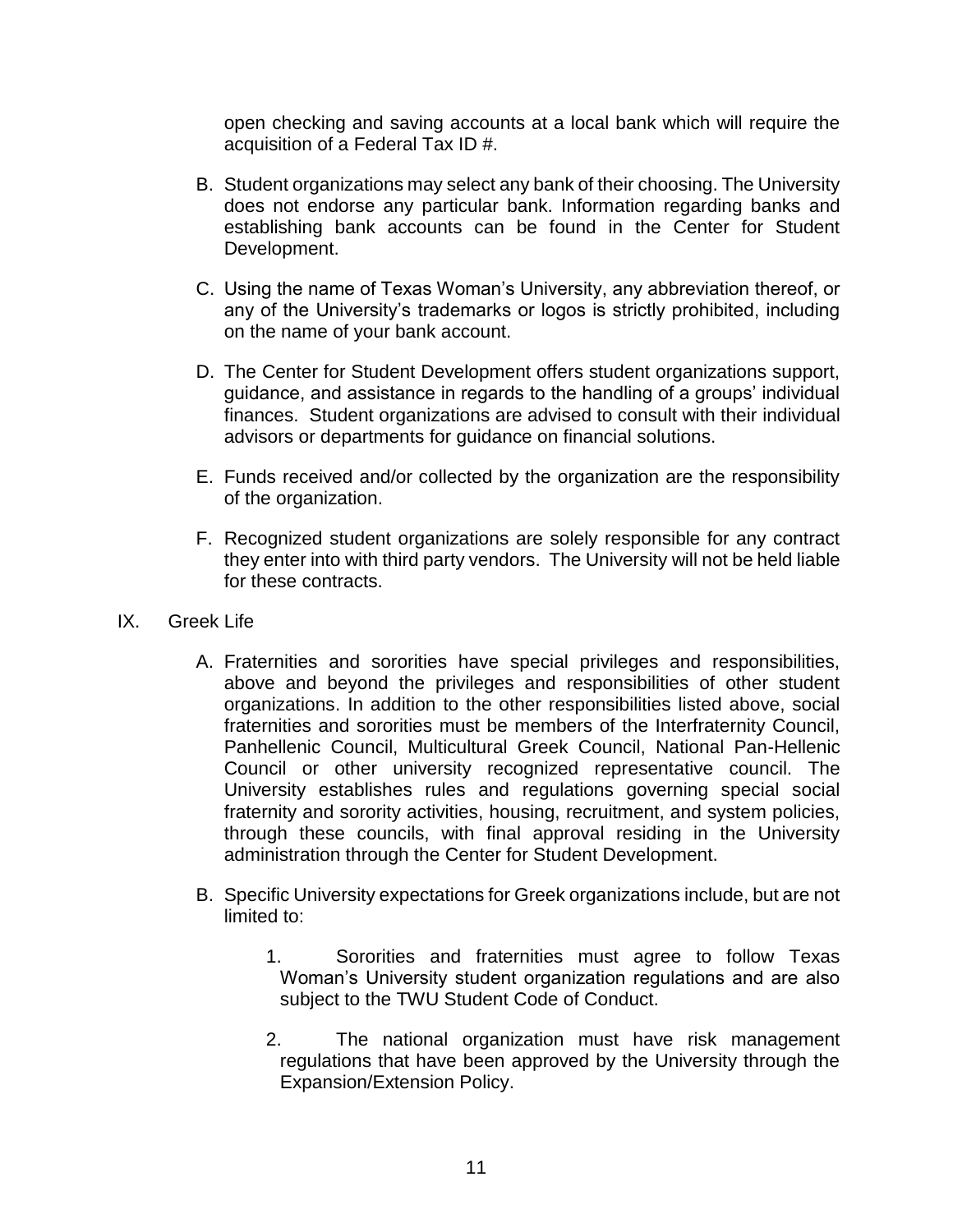open checking and saving accounts at a local bank which will require the acquisition of a Federal Tax ID #.

B. Student organizations may select any bank of their choosing. The University does not endorse any particular bank. Information regarding banks and establishing bank accounts can be found in the Center for Student Development.

C. Using the name of Texas Woman's University, any abbreviation thereof, or any of the University's trademarks or logos is strictly prohibited, including on the name of your bank account.

D. The Center for Student Development offers student organizations support, guidance, and assistance in regards to the handling of a groups' individual finances. Student organizations are advised to consult with their individual advisors or departments for guidance on financial solutions.

E. Funds received and/or collected by the organization are the responsibility of the organization.

F. Recognized student organizations are solely responsible for any contract they enter into with third party vendors. The University will not be held liable for these contracts.

## IX. Greek Life

A. Fraternities and sororities have special privileges and responsibilities, above and beyond the privileges and responsibilities of other student organizations. In addition to the other responsibilities listed above, social fraternities and sororities must be members of the Interfraternity Council, Panhellenic Council, Multicultural Greek Council, National Pan-Hellenic Council or other university recognized representative council. The University establishes rules and regulations governing special social fraternity and sorority activities, housing, recruitment, and system policies, through these councils, with final approval residing in the University administration through the Center for Student Development.

B. Specific University expectations for Greek organizations include, but are not limited to:

1. Sororities and fraternities must agree to follow Texas Woman's University student organization regulations and are also subject to the TWU Student Code of Conduct.

2. The national organization must have risk management regulations that have been approved by the University through the Expansion/Extension Policy.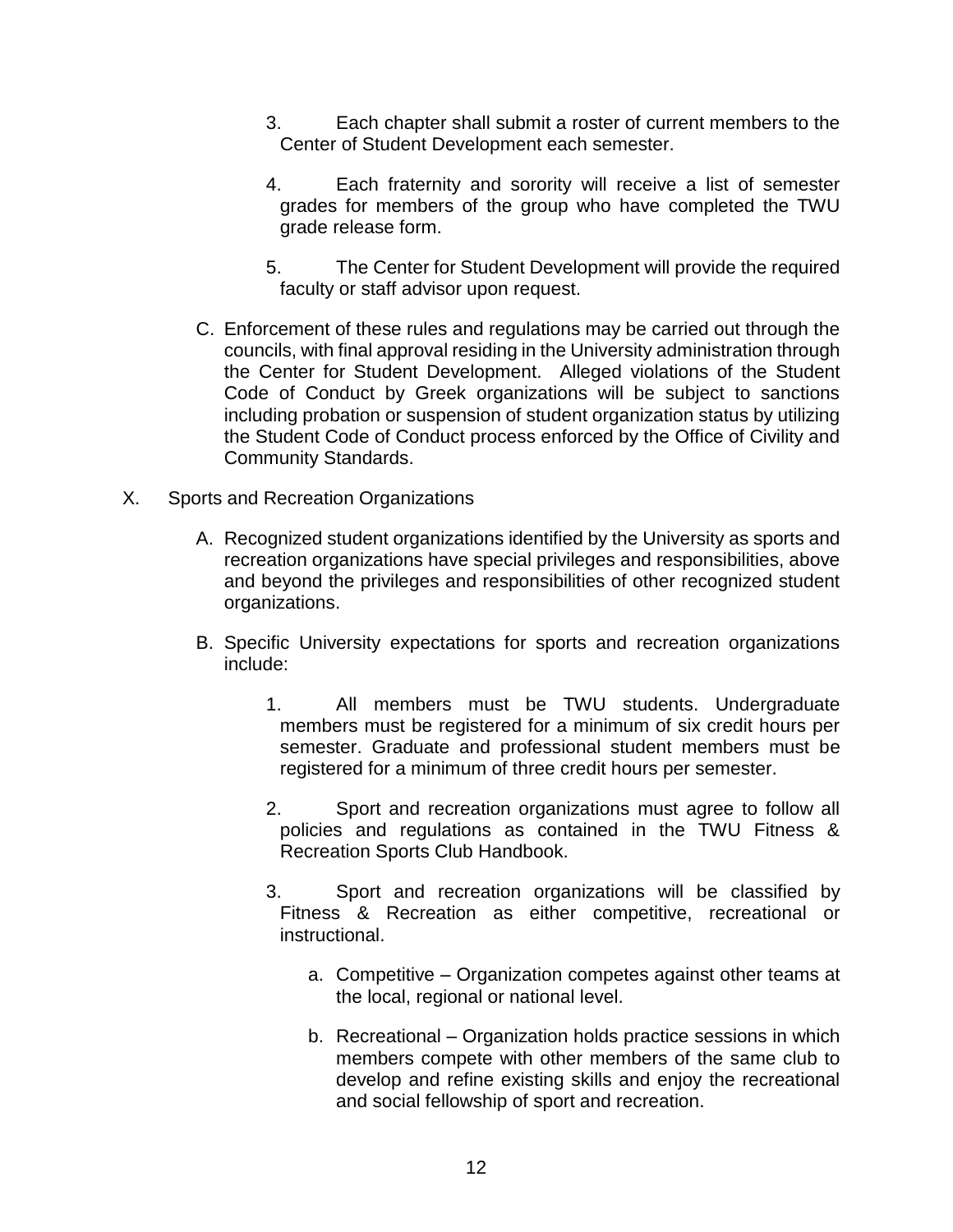3. Each chapter shall submit a roster of current members to the Center of Student Development each semester.

4. Each fraternity and sorority will receive a list of semester grades for members of the group who have completed the TWU grade release form.

5. The Center for Student Development will provide the required faculty or staff advisor upon request.

C. Enforcement of these rules and regulations may be carried out through the councils, with final approval residing in the University administration through the Center for Student Development. Alleged violations of the Student Code of Conduct by Greek organizations will be subject to sanctions including probation or suspension of student organization status by utilizing the Student Code of Conduct process enforced by the Office of Civility and Community Standards.

X. Sports and Recreation Organizations

A. Recognized student organizations identified by the University as sports and recreation organizations have special privileges and responsibilities, above and beyond the privileges and responsibilities of other recognized student organizations.

B. Specific University expectations for sports and recreation organizations include:

1. All members must be TWU students. Undergraduate members must be registered for a minimum of six credit hours per semester. Graduate and professional student members must be registered for a minimum of three credit hours per semester.

2. Sport and recreation organizations must agree to follow all policies and regulations as contained in the TWU Fitness & Recreation Sports Club Handbook.

3. Sport and recreation organizations will be classified by Fitness & Recreation as either competitive, recreational or instructional.

   a. Competitive – Organization competes against other teams at the local, regional or national level.

   b. Recreational – Organization holds practice sessions in which members compete with other members of the same club to develop and refine existing skills and enjoy the recreational and social fellowship of sport and recreation.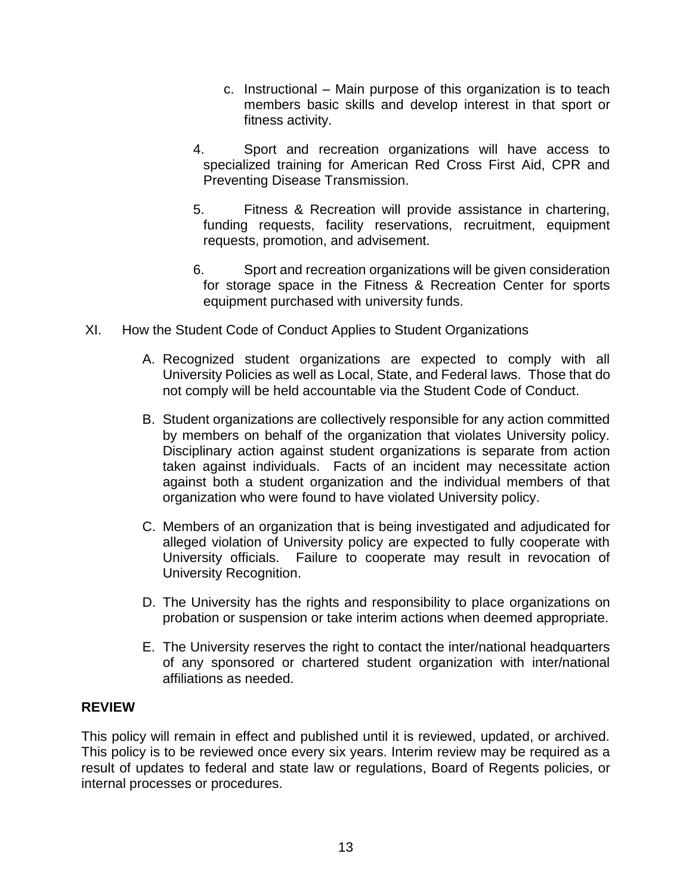c. Instructional – Main purpose of this organization is to teach members basic skills and develop interest in that sport or fitness activity.

4. Sport and recreation organizations will have access to specialized training for American Red Cross First Aid, CPR and Preventing Disease Transmission.

5. Fitness & Recreation will provide assistance in chartering, funding requests, facility reservations, recruitment, equipment requests, promotion, and advisement.

6. Sport and recreation organizations will be given consideration for storage space in the Fitness & Recreation Center for sports equipment purchased with university funds.

XI. How the Student Code of Conduct Applies to Student Organizations

A. Recognized student organizations are expected to comply with all University Policies as well as Local, State, and Federal laws. Those that do not comply will be held accountable via the Student Code of Conduct.

B. Student organizations are collectively responsible for any action committed by members on behalf of the organization that violates University policy. Disciplinary action against student organizations is separate from action taken against individuals. Facts of an incident may necessitate action against both a student organization and the individual members of that organization who were found to have violated University policy.

C. Members of an organization that is being investigated and adjudicated for alleged violation of University policy are expected to fully cooperate with University officials. Failure to cooperate may result in revocation of University Recognition.

D. The University has the rights and responsibility to place organizations on probation or suspension or take interim actions when deemed appropriate.

E. The University reserves the right to contact the inter/national headquarters of any sponsored or chartered student organization with inter/national affiliations as needed.

**REVIEW**

This policy will remain in effect and published until it is reviewed, updated, or archived. This policy is to be reviewed once every six years. Interim review may be required as a result of updates to federal and state law or regulations, Board of Regents policies, or internal processes or procedures.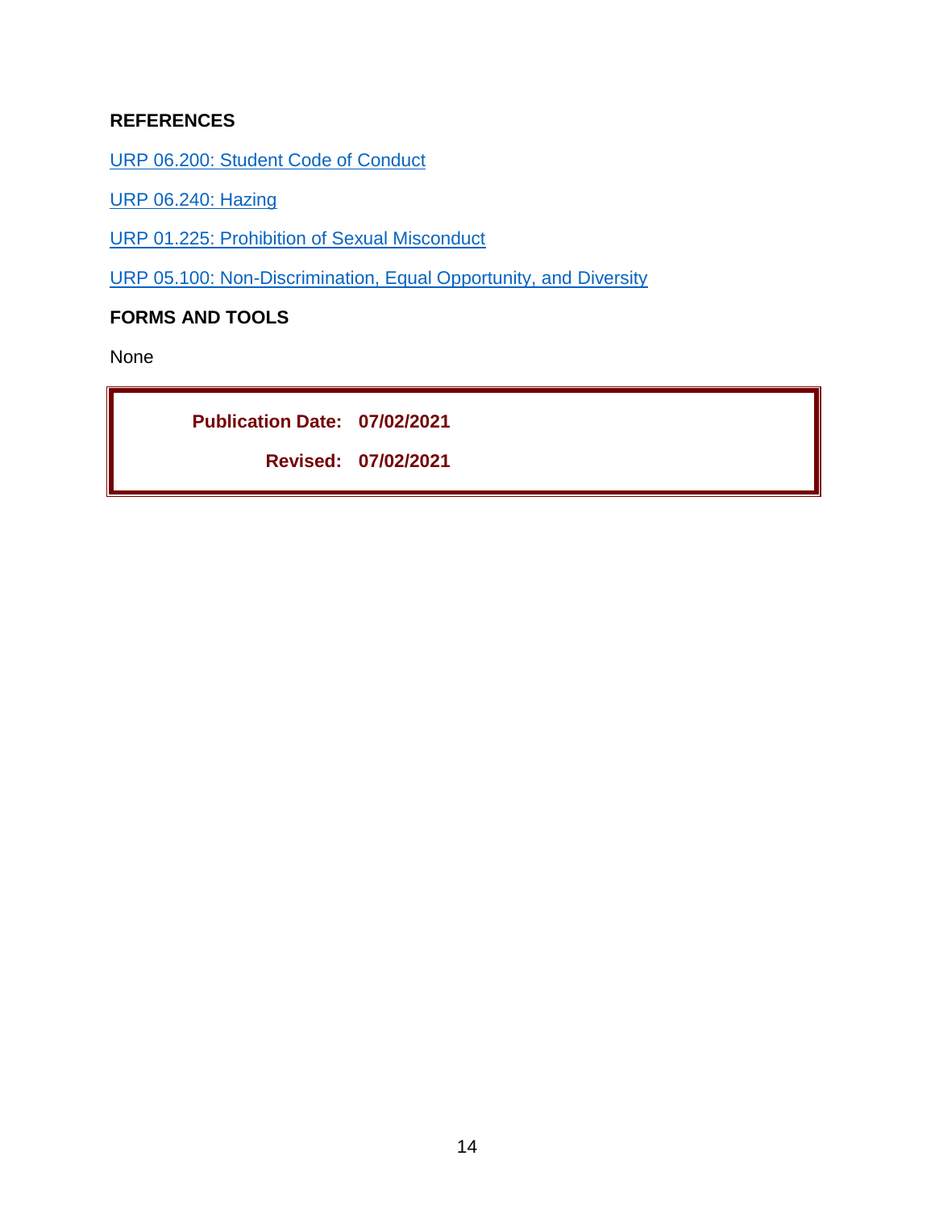## REFERENCES

URP 06.200: Student Code of Conduct

URP 06.240: Hazing

URP 01.225: Prohibition of Sexual Misconduct

URP 05.100: Non-Discrimination, Equal Opportunity, and Diversity

## FORMS AND TOOLS

None

**Publication Date: 07/02/2021**

**Revised: 07/02/2021**